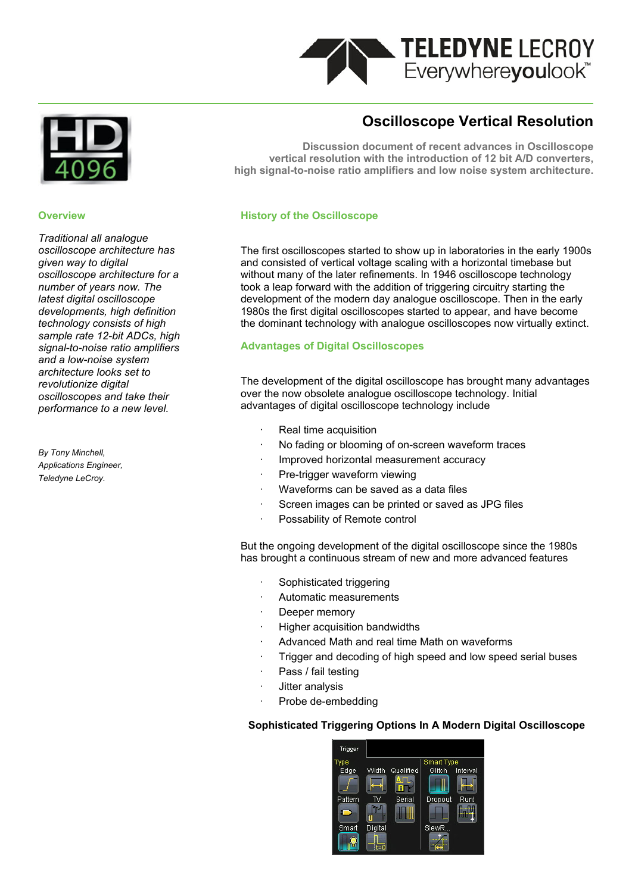# Oscilloscope Vertical Resolution

**Discussion document of recent advances in Oscilloscope vertical resolution with the introduction of 12 bit A/D converters, high signal-to-noise ratio amplifiers and low noise system architecture.**

## Overview

*Traditional all analogue oscilloscope architecture has given way to digital oscilloscope architecture for a number of years now. The latest digital oscilloscope developments, high definition technology consists of high sample rate 12-bit ADCs, high signal-to-noise ratio amplifiers and a low-noise system architecture looks set to revolutionize digital oscilloscopes and take their performance to a new level.*

*By Tony Minchell,*
*Applications Engineer,*
*Teledyne LeCroy.*

## History of the Oscilloscope

The first oscilloscopes started to show up in laboratories in the early 1900s and consisted of vertical voltage scaling with a horizontal timebase but without many of the later refinements. In 1946 oscilloscope technology took a leap forward with the addition of triggering circuitry starting the development of the modern day analogue oscilloscope. Then in the early 1980s the first digital oscilloscopes started to appear, and have become the dominant technology with analogue oscilloscopes now virtually extinct.

## Advantages of Digital Oscilloscopes

The development of the digital oscilloscope has brought many advantages over the now obsolete analogue oscilloscope technology. Initial advantages of digital oscilloscope technology include

- Real time acquisition
- No fading or blooming of on-screen waveform traces
- Improved horizontal measurement accuracy
- Pre-trigger waveform viewing
- Waveforms can be saved as a data files
- Screen images can be printed or saved as JPG files
- Possability of Remote control

But the ongoing development of the digital oscilloscope since the 1980s has brought a continuous stream of new and more advanced features

- Sophisticated triggering
- Automatic measurements
- Deeper memory
- Higher acquisition bandwidths
- Advanced Math and real time Math on waveforms
- Trigger and decoding of high speed and low speed serial buses
- Pass / fail testing
- Jitter analysis
- Probe de-embedding

**Sophisticated Triggering Options In A Modern Digital Oscilloscope**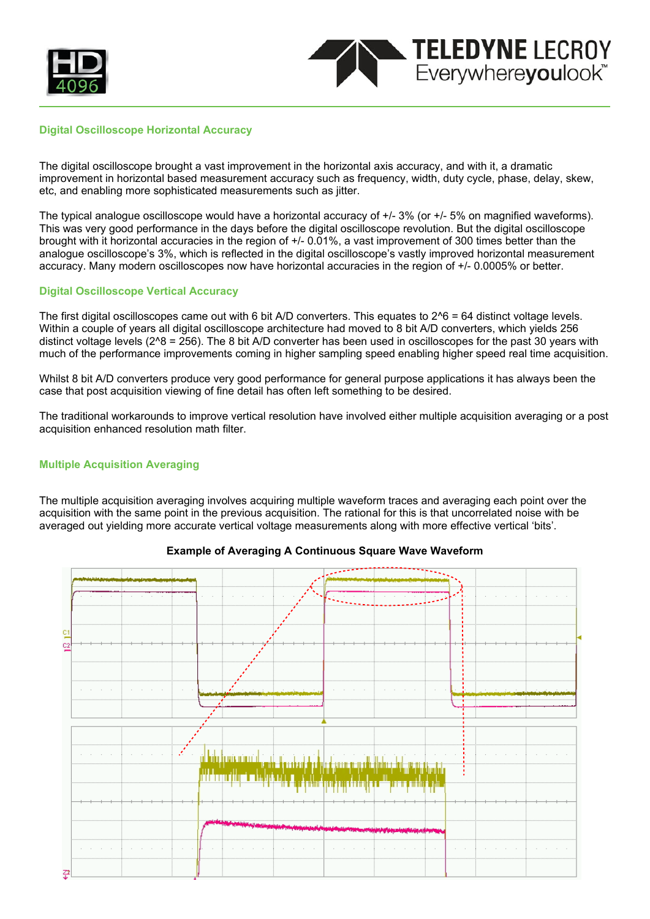## Digital Oscilloscope Horizontal Accuracy

The digital oscilloscope brought a vast improvement in the horizontal axis accuracy, and with it, a dramatic improvement in horizontal based measurement accuracy such as frequency, width, duty cycle, phase, delay, skew, etc, and enabling more sophisticated measurements such as jitter.

The typical analogue oscilloscope would have a horizontal accuracy of +/- 3% (or +/- 5% on magnified waveforms). This was very good performance in the days before the digital oscilloscope revolution. But the digital oscilloscope brought with it horizontal accuracies in the region of +/- 0.01%, a vast improvement of 300 times better than the analogue oscilloscope's 3%, which is reflected in the digital oscilloscope's vastly improved horizontal measurement accuracy. Many modern oscilloscopes now have horizontal accuracies in the region of +/- 0.0005% or better.

## Digital Oscilloscope Vertical Accuracy

The first digital oscilloscopes came out with 6 bit A/D converters. This equates to 2^6 = 64 distinct voltage levels. Within a couple of years all digital oscilloscope architecture had moved to 8 bit A/D converters, which yields 256 distinct voltage levels (2^8 = 256). The 8 bit A/D converter has been used in oscilloscopes for the past 30 years with much of the performance improvements coming in higher sampling speed enabling higher speed real time acquisition.

Whilst 8 bit A/D converters produce very good performance for general purpose applications it has always been the case that post acquisition viewing of fine detail has often left something to be desired.

The traditional workarounds to improve vertical resolution have involved either multiple acquisition averaging or a post acquisition enhanced resolution math filter.

## Multiple Acquisition Averaging

The multiple acquisition averaging involves acquiring multiple waveform traces and averaging each point over the acquisition with the same point in the previous acquisition. The rational for this is that uncorrelated noise with be averaged out yielding more accurate vertical voltage measurements along with more effective vertical 'bits'.

**Example of Averaging A Continuous Square Wave Waveform**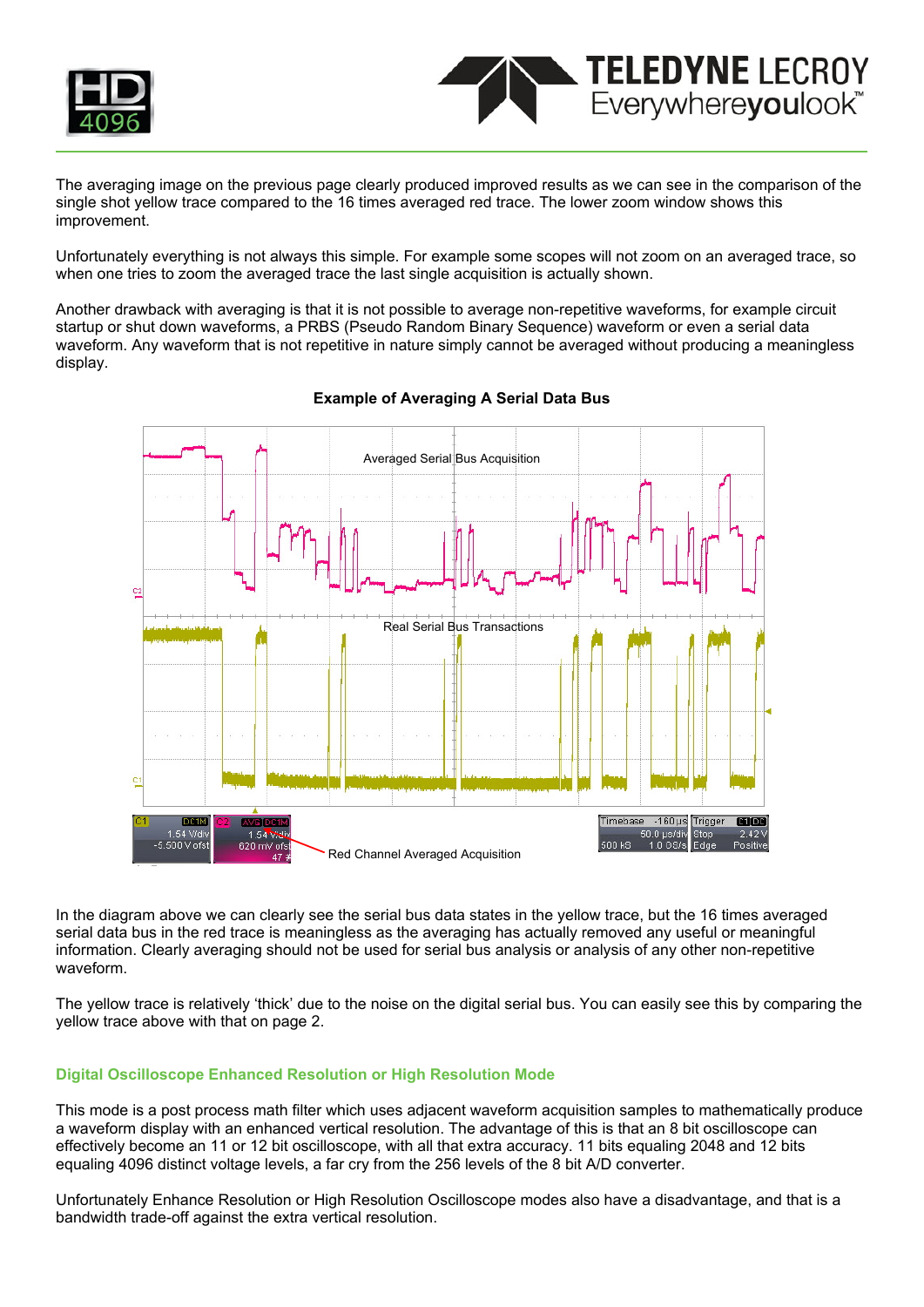The averaging image on the previous page clearly produced improved results as we can see in the comparison of the single shot yellow trace compared to the 16 times averaged red trace. The lower zoom window shows this improvement.

Unfortunately everything is not always this simple. For example some scopes will not zoom on an averaged trace, so when one tries to zoom the averaged trace the last single acquisition is actually shown.

Another drawback with averaging is that it is not possible to average non-repetitive waveforms, for example circuit startup or shut down waveforms, a PRBS (Pseudo Random Binary Sequence) waveform or even a serial data waveform. Any waveform that is not repetitive in nature simply cannot be averaged without producing a meaningless display.

**Example of Averaging A Serial Data Bus**

In the diagram above we can clearly see the serial bus data states in the yellow trace, but the 16 times averaged serial data bus in the red trace is meaningless as the averaging has actually removed any useful or meaningful information. Clearly averaging should not be used for serial bus analysis or analysis of any other non-repetitive waveform.

The yellow trace is relatively 'thick' due to the noise on the digital serial bus. You can easily see this by comparing the yellow trace above with that on page 2.

## Digital Oscilloscope Enhanced Resolution or High Resolution Mode

This mode is a post process math filter which uses adjacent waveform acquisition samples to mathematically produce a waveform display with an enhanced vertical resolution. The advantage of this is that an 8 bit oscilloscope can effectively become an 11 or 12 bit oscilloscope, with all that extra accuracy. 11 bits equaling 2048 and 12 bits equaling 4096 distinct voltage levels, a far cry from the 256 levels of the 8 bit A/D converter.

Unfortunately Enhance Resolution or High Resolution Oscilloscope modes also have a disadvantage, and that is a bandwidth trade-off against the extra vertical resolution.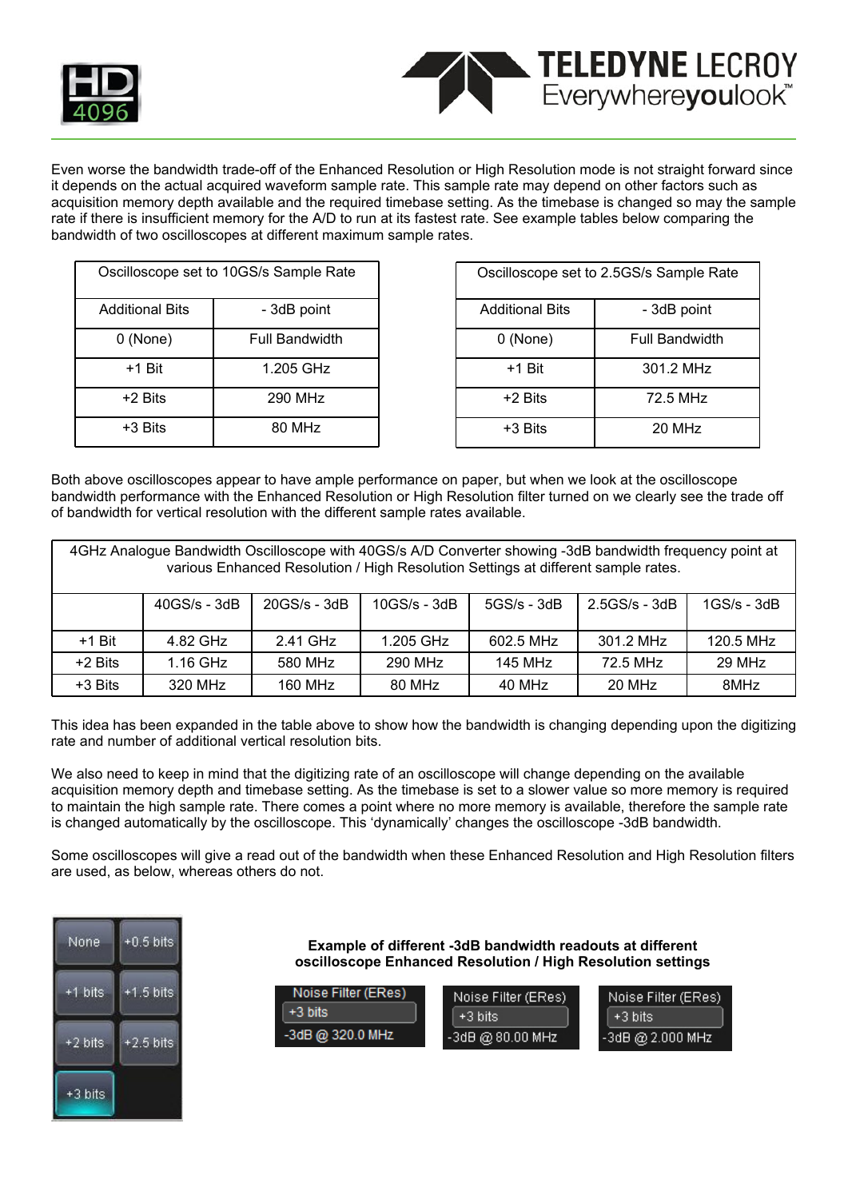Even worse the bandwidth trade-off of the Enhanced Resolution or High Resolution mode is not straight forward since it depends on the actual acquired waveform sample rate. This sample rate may depend on other factors such as acquisition memory depth available and the required timebase setting. As the timebase is changed so may the sample rate if there is insufficient memory for the A/D to run at its fastest rate. See example tables below comparing the bandwidth of two oscilloscopes at different maximum sample rates.

| Oscilloscope set to 10GS/s Sample Rate | |
|---|---|
| Additional Bits | - 3dB point |
| 0 (None) | Full Bandwidth |
| +1 Bit | 1.205 GHz |
| +2 Bits | 290 MHz |
| +3 Bits | 80 MHz |

| Oscilloscope set to 2.5GS/s Sample Rate | |
|---|---|
| Additional Bits | - 3dB point |
| 0 (None) | Full Bandwidth |
| +1 Bit | 301.2 MHz |
| +2 Bits | 72.5 MHz |
| +3 Bits | 20 MHz |

Both above oscilloscopes appear to have ample performance on paper, but when we look at the oscilloscope bandwidth performance with the Enhanced Resolution or High Resolution filter turned on we clearly see the trade off of bandwidth for vertical resolution with the different sample rates available.

| 4GHz Analogue Bandwidth Oscilloscope with 40GS/s A/D Converter showing -3dB bandwidth frequency point at various Enhanced Resolution / High Resolution Settings at different sample rates. | | | | | | |
|---|---|---|---|---|---|---|
| | 40GS/s - 3dB | 20GS/s - 3dB | 10GS/s - 3dB | 5GS/s - 3dB | 2.5GS/s - 3dB | 1GS/s - 3dB |
| +1 Bit | 4.82 GHz | 2.41 GHz | 1.205 GHz | 602.5 MHz | 301.2 MHz | 120.5 MHz |
| +2 Bits | 1.16 GHz | 580 MHz | 290 MHz | 145 MHz | 72.5 MHz | 29 MHz |
| +3 Bits | 320 MHz | 160 MHz | 80 MHz | 40 MHz | 20 MHz | 8MHz |

This idea has been expanded in the table above to show how the bandwidth is changing depending upon the digitizing rate and number of additional vertical resolution bits.

We also need to keep in mind that the digitizing rate of an oscilloscope will change depending on the available acquisition memory depth and timebase setting. As the timebase is set to a slower value so more memory is required to maintain the high sample rate. There comes a point where no more memory is available, therefore the sample rate is changed automatically by the oscilloscope. This 'dynamically' changes the oscilloscope -3dB bandwidth.

Some oscilloscopes will give a read out of the bandwidth when these Enhanced Resolution and High Resolution filters are used, as below, whereas others do not.

| None | +0.5 bits |
|---|---|
| +1 bits | +1.5 bits |
| +2 bits | +2.5 bits |
| +3 bits | |

**Example of different -3dB bandwidth readouts at different oscilloscope Enhanced Resolution / High Resolution settings**

| Noise Filter (ERes) | Noise Filter (ERes) | Noise Filter (ERes) |
|---|---|---|
| +3 bits | +3 bits | +3 bits |
| -3dB @ 320.0 MHz | -3dB @ 80.00 MHz | -3dB @ 2.000 MHz |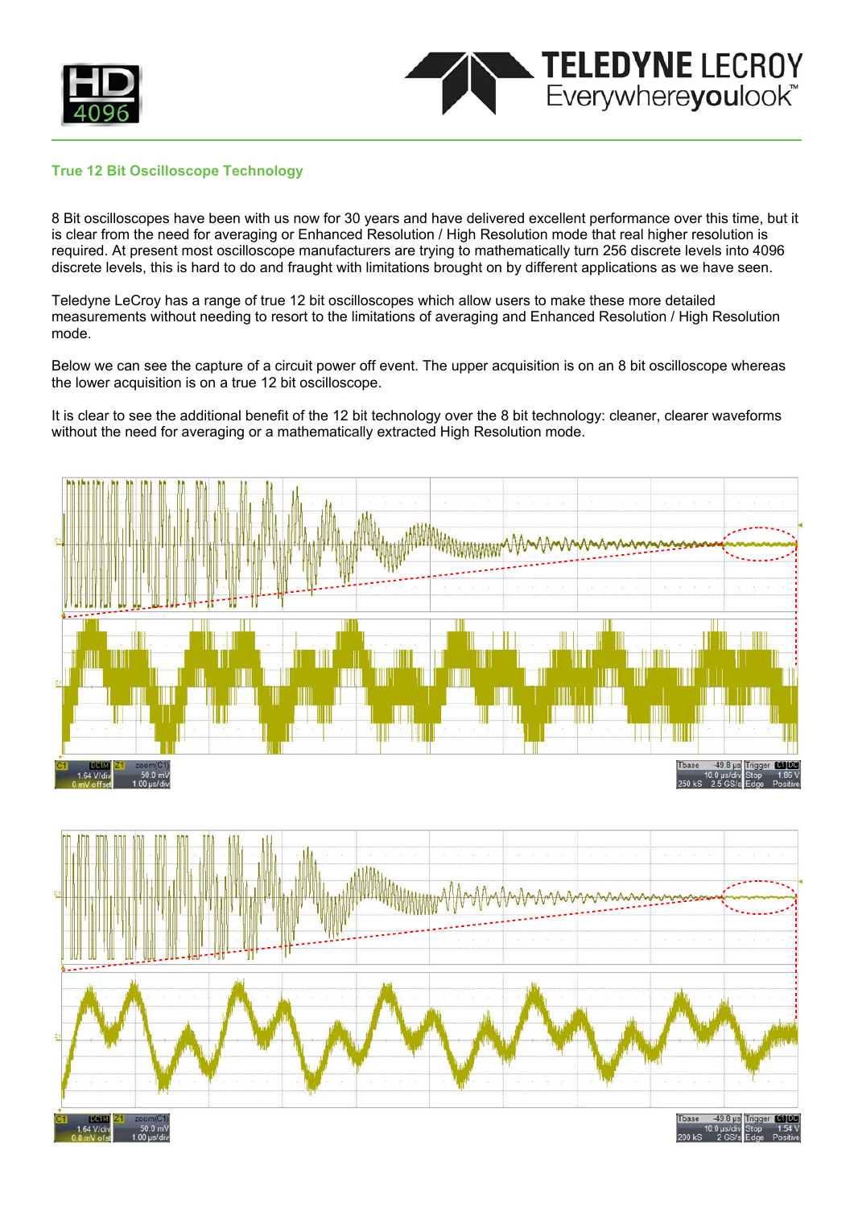## True 12 Bit Oscilloscope Technology

8 Bit oscilloscopes have been with us now for 30 years and have delivered excellent performance over this time, but it is clear from the need for averaging or Enhanced Resolution / High Resolution mode that real higher resolution is required. At present most oscilloscope manufacturers are trying to mathematically turn 256 discrete levels into 4096 discrete levels, this is hard to do and fraught with limitations brought on by different applications as we have seen.

Teledyne LeCroy has a range of true 12 bit oscilloscopes which allow users to make these more detailed measurements without needing to resort to the limitations of averaging and Enhanced Resolution / High Resolution mode.

Below we can see the capture of a circuit power off event. The upper acquisition is on an 8 bit oscilloscope whereas the lower acquisition is on a true 12 bit oscilloscope.

It is clear to see the additional benefit of the 12 bit technology over the 8 bit technology: cleaner, clearer waveforms without the need for averaging or a mathematically extracted High Resolution mode.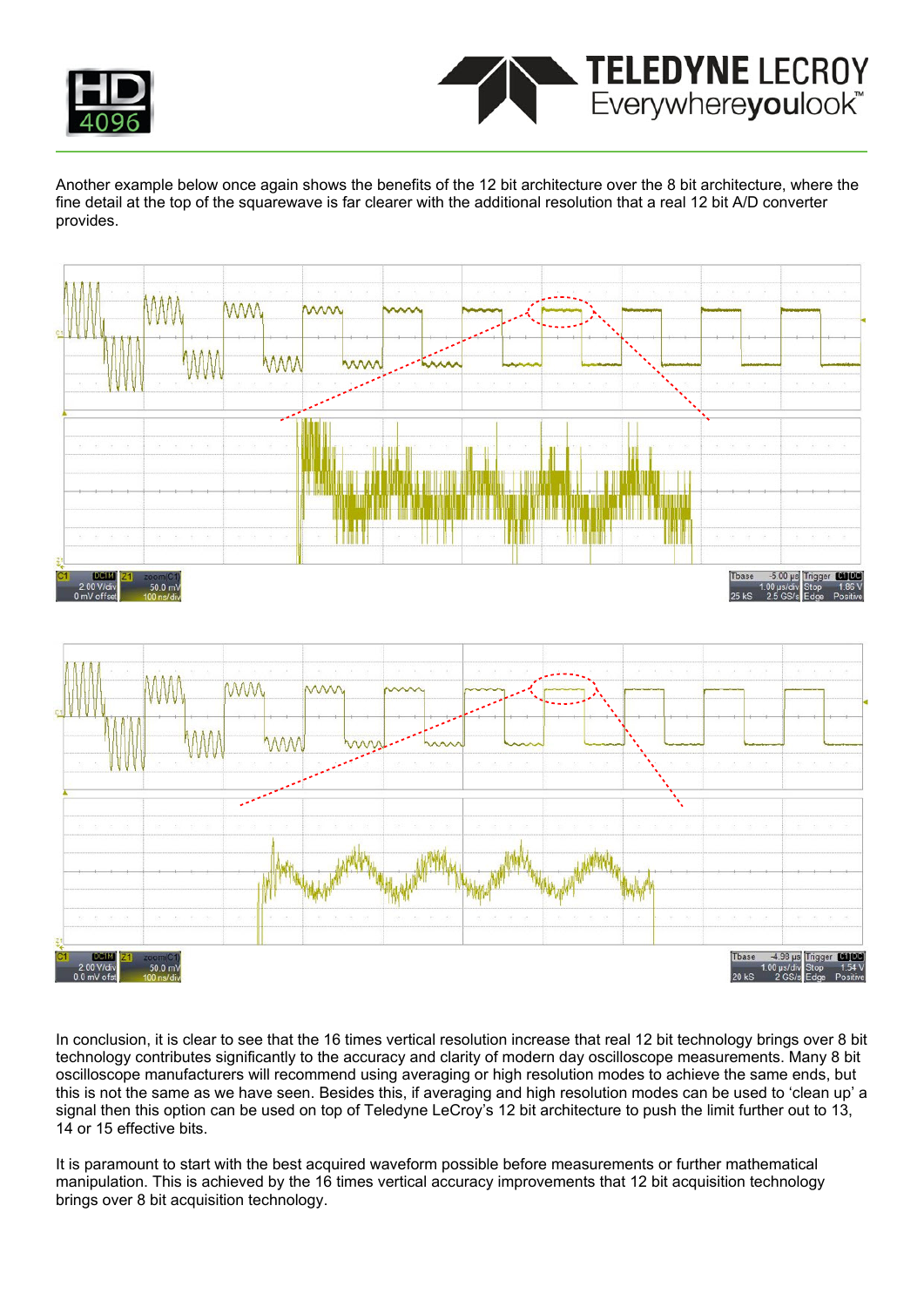Another example below once again shows the benefits of the 12 bit architecture over the 8 bit architecture, where the fine detail at the top of the squarewave is far clearer with the additional resolution that a real 12 bit A/D converter provides.

C1 DC1M 2.00 V/div 0 mV offset
Z1 zoom(C1) 50.0 mV 100 ns/div
Tbase -5.00 µs 1.00 µs/div 25 kS 2.5 GS/s
Trigger C1 DC Stop 1.86 V Edge Positive

C1 DC1M 2.00 V/div 0.0 mV ofst
Z1 zoom(C1) 50.0 mV 100 ns/div
Tbase -4.98 µs 1.00 µs/div 20 kS 2 GS/s
Trigger C1 DC Stop 1.54 V Edge Positive

In conclusion, it is clear to see that the 16 times vertical resolution increase that real 12 bit technology brings over 8 bit technology contributes significantly to the accuracy and clarity of modern day oscilloscope measurements. Many 8 bit oscilloscope manufacturers will recommend using averaging or high resolution modes to achieve the same ends, but this is not the same as we have seen. Besides this, if averaging and high resolution modes can be used to 'clean up' a signal then this option can be used on top of Teledyne LeCroy's 12 bit architecture to push the limit further out to 13, 14 or 15 effective bits.

It is paramount to start with the best acquired waveform possible before measurements or further mathematical manipulation. This is achieved by the 16 times vertical accuracy improvements that 12 bit acquisition technology brings over 8 bit acquisition technology.